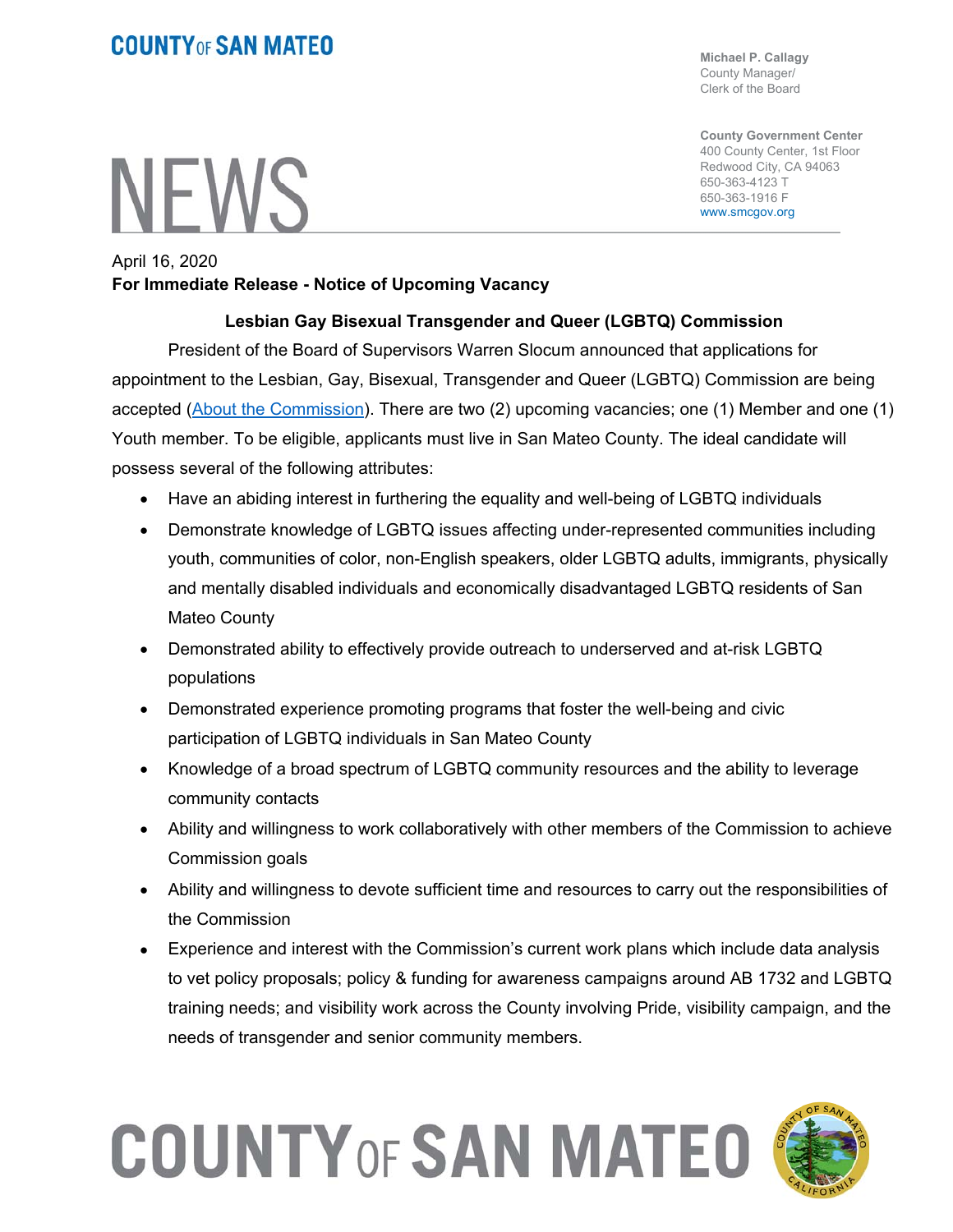# COUNTY OF SAN MATEO

**Michael P. Callagy**
County Manager/
Clerk of the Board

**County Government Center**
400 County Center, 1st Floor
Redwood City, CA 94063
650-363-4123 T
650-363-1916 F
www.smcgov.org

# NEWS

April 16, 2020
**For Immediate Release - Notice of Upcoming Vacancy**

## Lesbian Gay Bisexual Transgender and Queer (LGBTQ) Commission

President of the Board of Supervisors Warren Slocum announced that applications for appointment to the Lesbian, Gay, Bisexual, Transgender and Queer (LGBTQ) Commission are being accepted (About the Commission). There are two (2) upcoming vacancies; one (1) Member and one (1) Youth member. To be eligible, applicants must live in San Mateo County. The ideal candidate will possess several of the following attributes:

- Have an abiding interest in furthering the equality and well-being of LGBTQ individuals
- Demonstrate knowledge of LGBTQ issues affecting under-represented communities including youth, communities of color, non-English speakers, older LGBTQ adults, immigrants, physically and mentally disabled individuals and economically disadvantaged LGBTQ residents of San Mateo County
- Demonstrated ability to effectively provide outreach to underserved and at-risk LGBTQ populations
- Demonstrated experience promoting programs that foster the well-being and civic participation of LGBTQ individuals in San Mateo County
- Knowledge of a broad spectrum of LGBTQ community resources and the ability to leverage community contacts
- Ability and willingness to work collaboratively with other members of the Commission to achieve Commission goals
- Ability and willingness to devote sufficient time and resources to carry out the responsibilities of the Commission
- Experience and interest with the Commission's current work plans which include data analysis to vet policy proposals; policy & funding for awareness campaigns around AB 1732 and LGBTQ training needs; and visibility work across the County involving Pride, visibility campaign, and the needs of transgender and senior community members.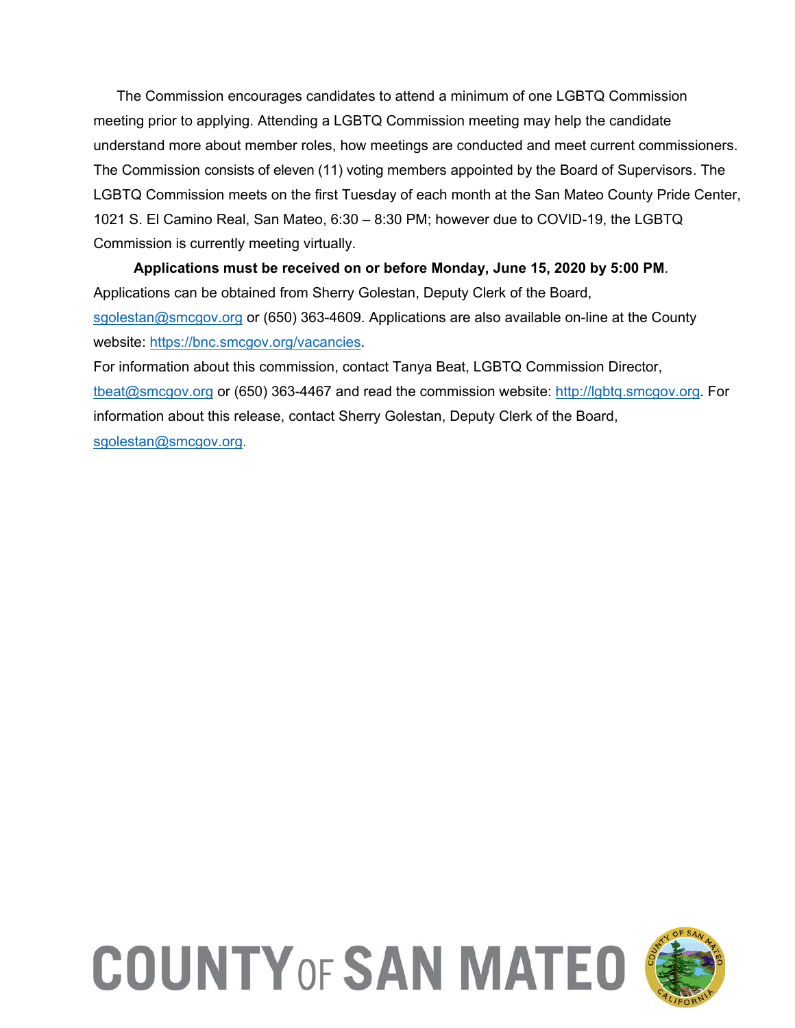The Commission encourages candidates to attend a minimum of one LGBTQ Commission meeting prior to applying. Attending a LGBTQ Commission meeting may help the candidate understand more about member roles, how meetings are conducted and meet current commissioners. The Commission consists of eleven (11) voting members appointed by the Board of Supervisors. The LGBTQ Commission meets on the first Tuesday of each month at the San Mateo County Pride Center, 1021 S. El Camino Real, San Mateo, 6:30 – 8:30 PM; however due to COVID-19, the LGBTQ Commission is currently meeting virtually.

**Applications must be received on or before Monday, June 15, 2020 by 5:00 PM**. Applications can be obtained from Sherry Golestan, Deputy Clerk of the Board, sgolestan@smcgov.org or (650) 363-4609. Applications are also available on-line at the County website: https://bnc.smcgov.org/vacancies.

For information about this commission, contact Tanya Beat, LGBTQ Commission Director, tbeat@smcgov.org or (650) 363-4467 and read the commission website: http://lgbtq.smcgov.org. For information about this release, contact Sherry Golestan, Deputy Clerk of the Board, sgolestan@smcgov.org.

COUNTY OF SAN MATEO